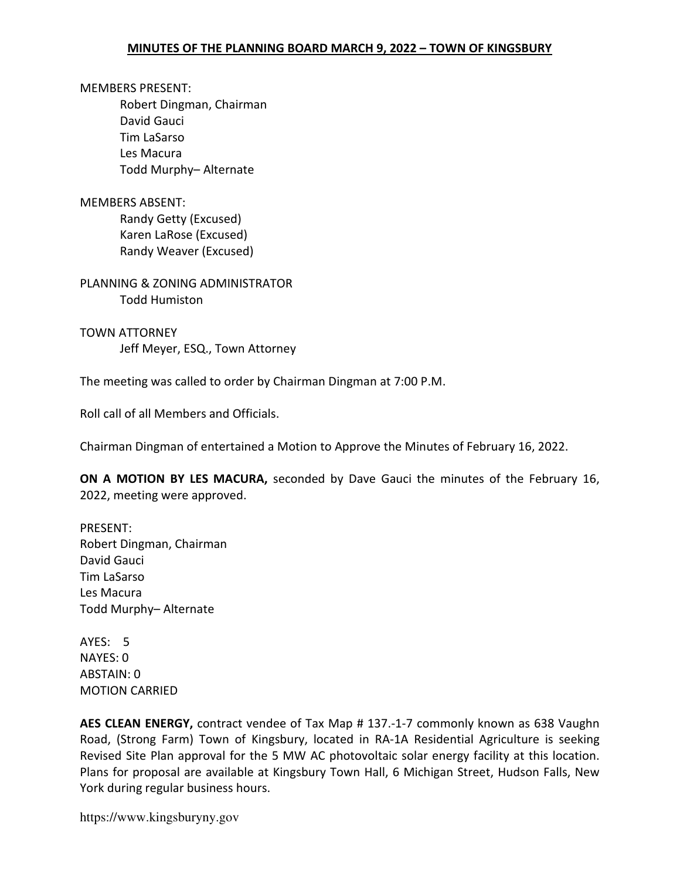**MINUTES OF THE PLANNING BOARD MARCH 9, 2022 – TOWN OF KINGSBURY**

MEMBERS PRESENT:

Robert Dingman, Chairman
David Gauci
Tim LaSarso
Les Macura
Todd Murphy– Alternate

MEMBERS ABSENT:

Randy Getty (Excused)
Karen LaRose (Excused)
Randy Weaver (Excused)

PLANNING & ZONING ADMINISTRATOR

Todd Humiston

TOWN ATTORNEY

Jeff Meyer, ESQ., Town Attorney

The meeting was called to order by Chairman Dingman at 7:00 P.M.

Roll call of all Members and Officials.

Chairman Dingman of entertained a Motion to Approve the Minutes of February 16, 2022.

**ON A MOTION BY LES MACURA,** seconded by Dave Gauci the minutes of the February 16, 2022, meeting were approved.

PRESENT:
Robert Dingman, Chairman
David Gauci
Tim LaSarso
Les Macura
Todd Murphy– Alternate

AYES: 5
NAYES: 0
ABSTAIN: 0
MOTION CARRIED

**AES CLEAN ENERGY,** contract vendee of Tax Map # 137.-1-7 commonly known as 638 Vaughn Road, (Strong Farm) Town of Kingsbury, located in RA-1A Residential Agriculture is seeking Revised Site Plan approval for the 5 MW AC photovoltaic solar energy facility at this location. Plans for proposal are available at Kingsbury Town Hall, 6 Michigan Street, Hudson Falls, New York during regular business hours.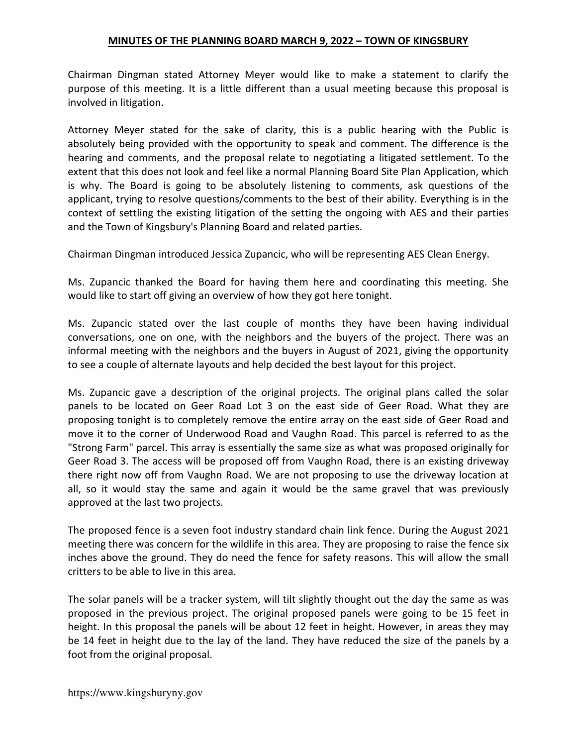**MINUTES OF THE PLANNING BOARD MARCH 9, 2022 – TOWN OF KINGSBURY**

Chairman Dingman stated Attorney Meyer would like to make a statement to clarify the purpose of this meeting. It is a little different than a usual meeting because this proposal is involved in litigation.

Attorney Meyer stated for the sake of clarity, this is a public hearing with the Public is absolutely being provided with the opportunity to speak and comment. The difference is the hearing and comments, and the proposal relate to negotiating a litigated settlement. To the extent that this does not look and feel like a normal Planning Board Site Plan Application, which is why. The Board is going to be absolutely listening to comments, ask questions of the applicant, trying to resolve questions/comments to the best of their ability. Everything is in the context of settling the existing litigation of the setting the ongoing with AES and their parties and the Town of Kingsbury's Planning Board and related parties.

Chairman Dingman introduced Jessica Zupancic, who will be representing AES Clean Energy.

Ms. Zupancic thanked the Board for having them here and coordinating this meeting. She would like to start off giving an overview of how they got here tonight.

Ms. Zupancic stated over the last couple of months they have been having individual conversations, one on one, with the neighbors and the buyers of the project. There was an informal meeting with the neighbors and the buyers in August of 2021, giving the opportunity to see a couple of alternate layouts and help decided the best layout for this project.

Ms. Zupancic gave a description of the original projects. The original plans called the solar panels to be located on Geer Road Lot 3 on the east side of Geer Road. What they are proposing tonight is to completely remove the entire array on the east side of Geer Road and move it to the corner of Underwood Road and Vaughn Road. This parcel is referred to as the "Strong Farm" parcel. This array is essentially the same size as what was proposed originally for Geer Road 3. The access will be proposed off from Vaughn Road, there is an existing driveway there right now off from Vaughn Road. We are not proposing to use the driveway location at all, so it would stay the same and again it would be the same gravel that was previously approved at the last two projects.

The proposed fence is a seven foot industry standard chain link fence. During the August 2021 meeting there was concern for the wildlife in this area. They are proposing to raise the fence six inches above the ground. They do need the fence for safety reasons. This will allow the small critters to be able to live in this area.

The solar panels will be a tracker system, will tilt slightly thought out the day the same as was proposed in the previous project. The original proposed panels were going to be 15 feet in height. In this proposal the panels will be about 12 feet in height. However, in areas they may be 14 feet in height due to the lay of the land. They have reduced the size of the panels by a foot from the original proposal.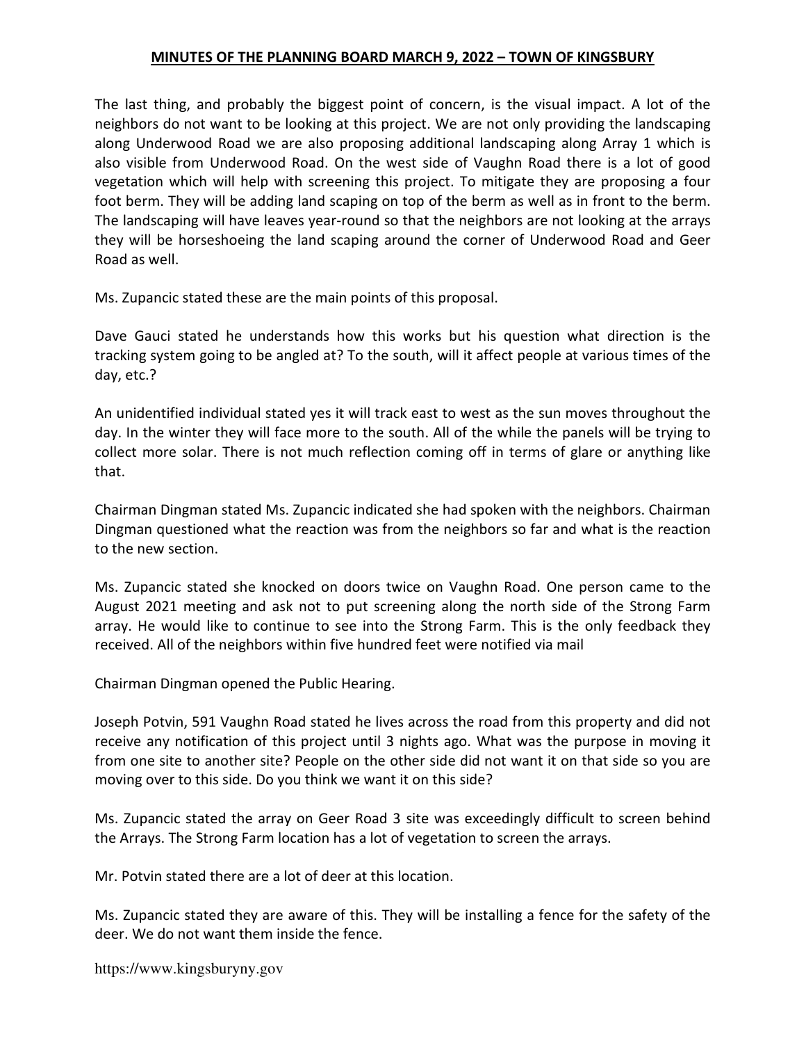The last thing, and probably the biggest point of concern, is the visual impact. A lot of the neighbors do not want to be looking at this project. We are not only providing the landscaping along Underwood Road we are also proposing additional landscaping along Array 1 which is also visible from Underwood Road. On the west side of Vaughn Road there is a lot of good vegetation which will help with screening this project. To mitigate they are proposing a four foot berm. They will be adding land scaping on top of the berm as well as in front to the berm. The landscaping will have leaves year-round so that the neighbors are not looking at the arrays they will be horseshoeing the land scaping around the corner of Underwood Road and Geer Road as well.

Ms. Zupancic stated these are the main points of this proposal.

Dave Gauci stated he understands how this works but his question what direction is the tracking system going to be angled at? To the south, will it affect people at various times of the day, etc.?

An unidentified individual stated yes it will track east to west as the sun moves throughout the day. In the winter they will face more to the south. All of the while the panels will be trying to collect more solar. There is not much reflection coming off in terms of glare or anything like that.

Chairman Dingman stated Ms. Zupancic indicated she had spoken with the neighbors. Chairman Dingman questioned what the reaction was from the neighbors so far and what is the reaction to the new section.

Ms. Zupancic stated she knocked on doors twice on Vaughn Road. One person came to the August 2021 meeting and ask not to put screening along the north side of the Strong Farm array. He would like to continue to see into the Strong Farm. This is the only feedback they received. All of the neighbors within five hundred feet were notified via mail

Chairman Dingman opened the Public Hearing.

Joseph Potvin, 591 Vaughn Road stated he lives across the road from this property and did not receive any notification of this project until 3 nights ago. What was the purpose in moving it from one site to another site? People on the other side did not want it on that side so you are moving over to this side. Do you think we want it on this side?

Ms. Zupancic stated the array on Geer Road 3 site was exceedingly difficult to screen behind the Arrays. The Strong Farm location has a lot of vegetation to screen the arrays.

Mr. Potvin stated there are a lot of deer at this location.

Ms. Zupancic stated they are aware of this. They will be installing a fence for the safety of the deer. We do not want them inside the fence.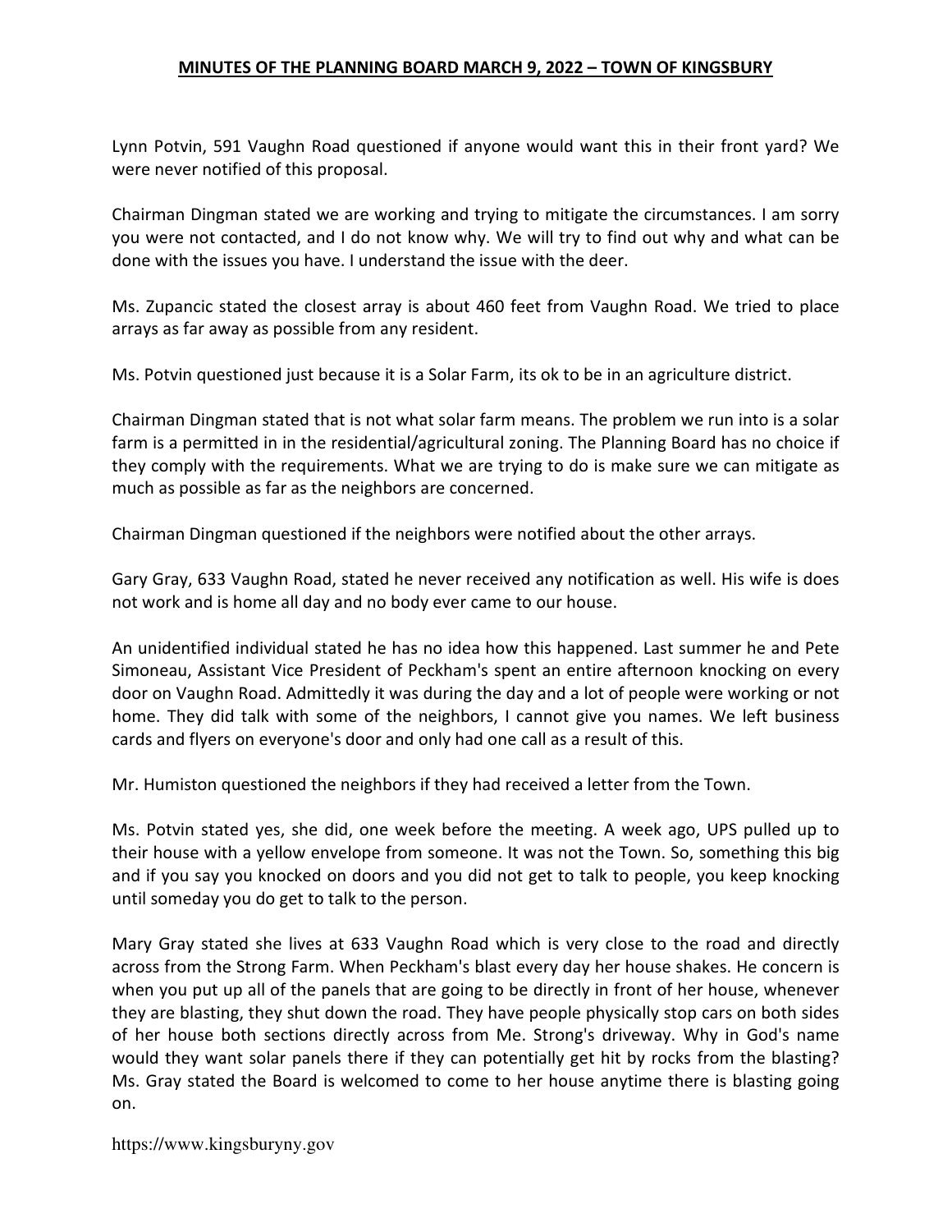Lynn Potvin, 591 Vaughn Road questioned if anyone would want this in their front yard? We were never notified of this proposal.

Chairman Dingman stated we are working and trying to mitigate the circumstances. I am sorry you were not contacted, and I do not know why. We will try to find out why and what can be done with the issues you have. I understand the issue with the deer.

Ms. Zupancic stated the closest array is about 460 feet from Vaughn Road. We tried to place arrays as far away as possible from any resident.

Ms. Potvin questioned just because it is a Solar Farm, its ok to be in an agriculture district.

Chairman Dingman stated that is not what solar farm means. The problem we run into is a solar farm is a permitted in in the residential/agricultural zoning. The Planning Board has no choice if they comply with the requirements. What we are trying to do is make sure we can mitigate as much as possible as far as the neighbors are concerned.

Chairman Dingman questioned if the neighbors were notified about the other arrays.

Gary Gray, 633 Vaughn Road, stated he never received any notification as well. His wife is does not work and is home all day and no body ever came to our house.

An unidentified individual stated he has no idea how this happened. Last summer he and Pete Simoneau, Assistant Vice President of Peckham's spent an entire afternoon knocking on every door on Vaughn Road. Admittedly it was during the day and a lot of people were working or not home. They did talk with some of the neighbors, I cannot give you names. We left business cards and flyers on everyone's door and only had one call as a result of this.

Mr. Humiston questioned the neighbors if they had received a letter from the Town.

Ms. Potvin stated yes, she did, one week before the meeting. A week ago, UPS pulled up to their house with a yellow envelope from someone. It was not the Town. So, something this big and if you say you knocked on doors and you did not get to talk to people, you keep knocking until someday you do get to talk to the person.

Mary Gray stated she lives at 633 Vaughn Road which is very close to the road and directly across from the Strong Farm. When Peckham's blast every day her house shakes. He concern is when you put up all of the panels that are going to be directly in front of her house, whenever they are blasting, they shut down the road. They have people physically stop cars on both sides of her house both sections directly across from Me. Strong's driveway. Why in God's name would they want solar panels there if they can potentially get hit by rocks from the blasting? Ms. Gray stated the Board is welcomed to come to her house anytime there is blasting going on.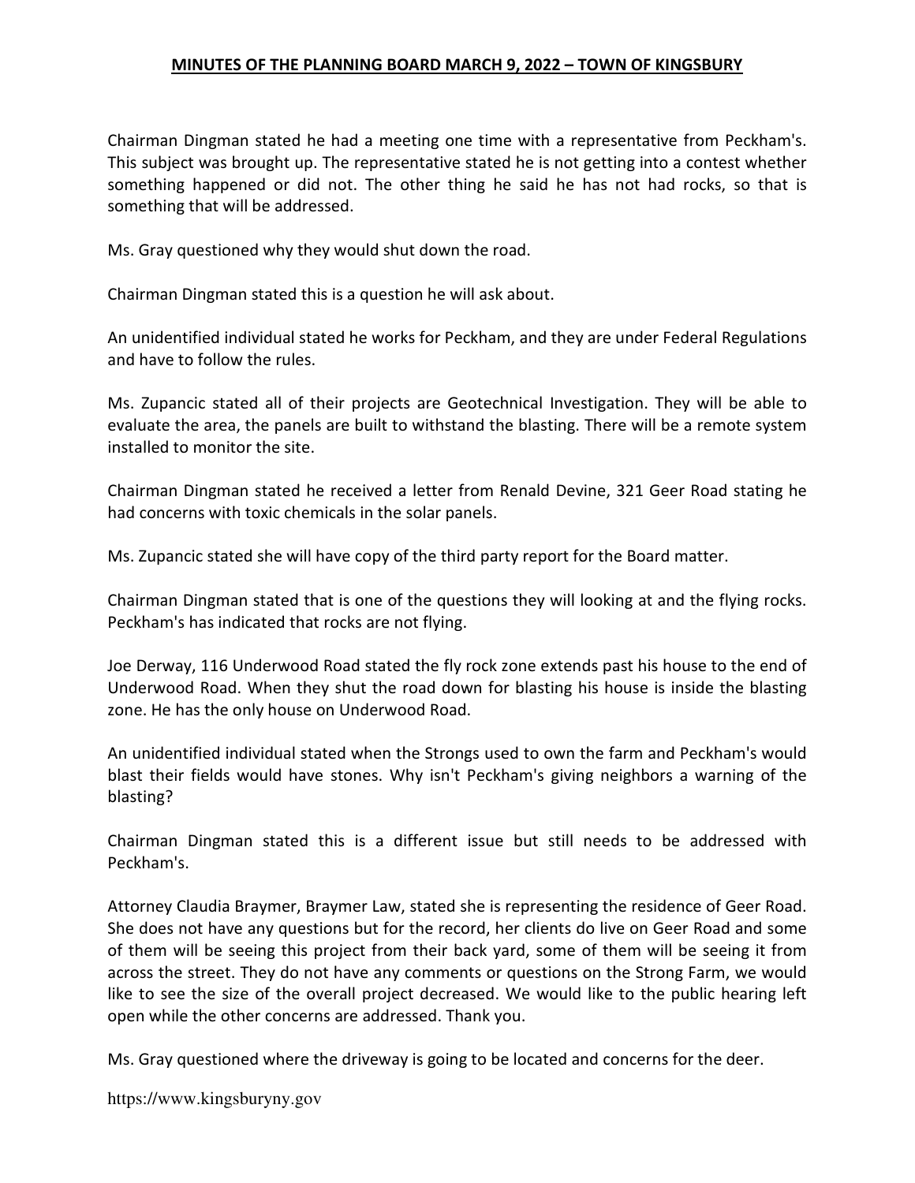Chairman Dingman stated he had a meeting one time with a representative from Peckham's. This subject was brought up. The representative stated he is not getting into a contest whether something happened or did not. The other thing he said he has not had rocks, so that is something that will be addressed.

Ms. Gray questioned why they would shut down the road.

Chairman Dingman stated this is a question he will ask about.

An unidentified individual stated he works for Peckham, and they are under Federal Regulations and have to follow the rules.

Ms. Zupancic stated all of their projects are Geotechnical Investigation. They will be able to evaluate the area, the panels are built to withstand the blasting. There will be a remote system installed to monitor the site.

Chairman Dingman stated he received a letter from Renald Devine, 321 Geer Road stating he had concerns with toxic chemicals in the solar panels.

Ms. Zupancic stated she will have copy of the third party report for the Board matter.

Chairman Dingman stated that is one of the questions they will looking at and the flying rocks. Peckham's has indicated that rocks are not flying.

Joe Derway, 116 Underwood Road stated the fly rock zone extends past his house to the end of Underwood Road. When they shut the road down for blasting his house is inside the blasting zone. He has the only house on Underwood Road.

An unidentified individual stated when the Strongs used to own the farm and Peckham's would blast their fields would have stones. Why isn't Peckham's giving neighbors a warning of the blasting?

Chairman Dingman stated this is a different issue but still needs to be addressed with Peckham's.

Attorney Claudia Braymer, Braymer Law, stated she is representing the residence of Geer Road. She does not have any questions but for the record, her clients do live on Geer Road and some of them will be seeing this project from their back yard, some of them will be seeing it from across the street. They do not have any comments or questions on the Strong Farm, we would like to see the size of the overall project decreased. We would like to the public hearing left open while the other concerns are addressed. Thank you.

Ms. Gray questioned where the driveway is going to be located and concerns for the deer.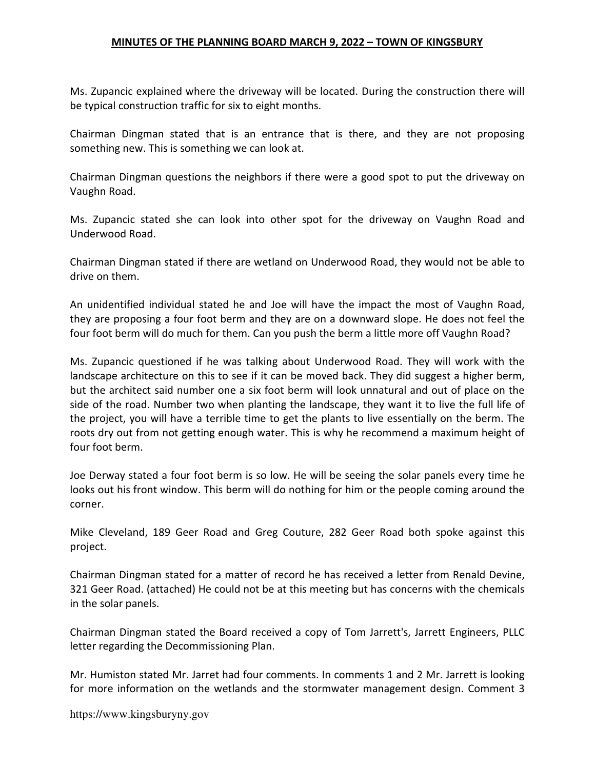Ms. Zupancic explained where the driveway will be located. During the construction there will be typical construction traffic for six to eight months.

Chairman Dingman stated that is an entrance that is there, and they are not proposing something new. This is something we can look at.

Chairman Dingman questions the neighbors if there were a good spot to put the driveway on Vaughn Road.

Ms. Zupancic stated she can look into other spot for the driveway on Vaughn Road and Underwood Road.

Chairman Dingman stated if there are wetland on Underwood Road, they would not be able to drive on them.

An unidentified individual stated he and Joe will have the impact the most of Vaughn Road, they are proposing a four foot berm and they are on a downward slope. He does not feel the four foot berm will do much for them. Can you push the berm a little more off Vaughn Road?

Ms. Zupancic questioned if he was talking about Underwood Road. They will work with the landscape architecture on this to see if it can be moved back. They did suggest a higher berm, but the architect said number one a six foot berm will look unnatural and out of place on the side of the road. Number two when planting the landscape, they want it to live the full life of the project, you will have a terrible time to get the plants to live essentially on the berm. The roots dry out from not getting enough water. This is why he recommend a maximum height of four foot berm.

Joe Derway stated a four foot berm is so low. He will be seeing the solar panels every time he looks out his front window. This berm will do nothing for him or the people coming around the corner.

Mike Cleveland, 189 Geer Road and Greg Couture, 282 Geer Road both spoke against this project.

Chairman Dingman stated for a matter of record he has received a letter from Renald Devine, 321 Geer Road. (attached) He could not be at this meeting but has concerns with the chemicals in the solar panels.

Chairman Dingman stated the Board received a copy of Tom Jarrett's, Jarrett Engineers, PLLC letter regarding the Decommissioning Plan.

Mr. Humiston stated Mr. Jarret had four comments. In comments 1 and 2 Mr. Jarrett is looking for more information on the wetlands and the stormwater management design. Comment 3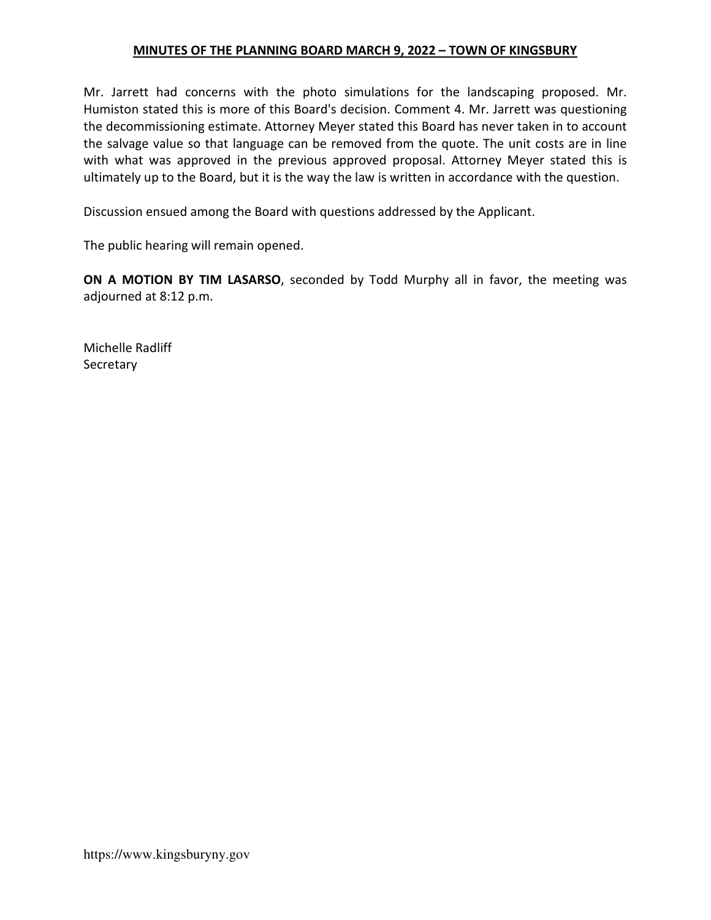Mr. Jarrett had concerns with the photo simulations for the landscaping proposed. Mr. Humiston stated this is more of this Board's decision. Comment 4. Mr. Jarrett was questioning the decommissioning estimate. Attorney Meyer stated this Board has never taken in to account the salvage value so that language can be removed from the quote. The unit costs are in line with what was approved in the previous approved proposal. Attorney Meyer stated this is ultimately up to the Board, but it is the way the law is written in accordance with the question.

Discussion ensued among the Board with questions addressed by the Applicant.

The public hearing will remain opened.

**ON A MOTION BY TIM LASARSO**, seconded by Todd Murphy all in favor, the meeting was adjourned at 8:12 p.m.

Michelle Radliff
Secretary